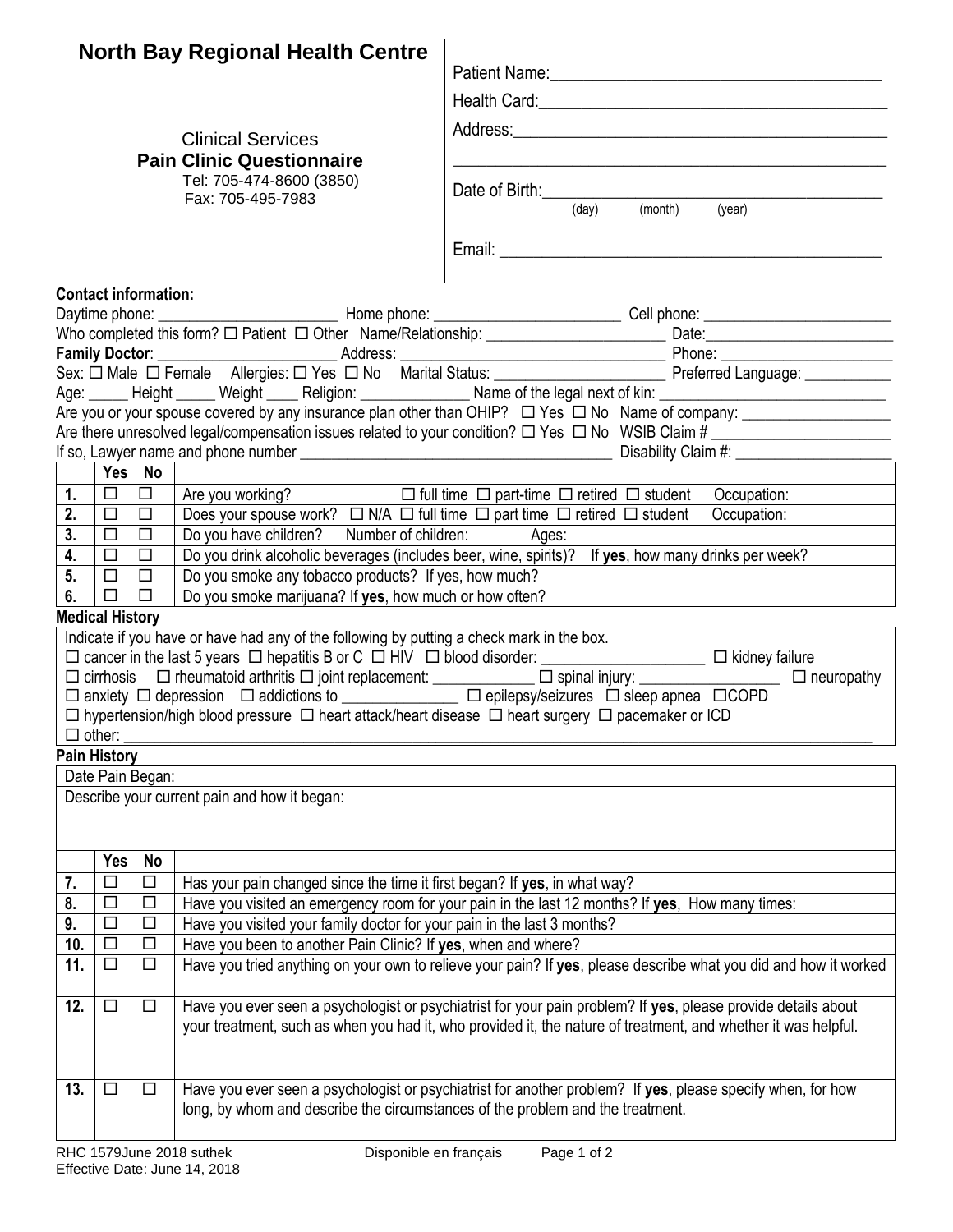# North Bay Regional Health Centre

Clinical Services
**Pain Clinic Questionnaire**
Tel: 705-474-8600 (3850)
Fax: 705-495-7983

Patient Name:_______________________________________

Health Card:________________________________________

Address:___________________________________________

___________________________________________________

Date of Birth:_______________________________________
(day) (month) (year)

Email: _____________________________________________

**Contact information:**

Daytime phone: ______________________ Home phone: ________________________ Cell phone: ________________________

Who completed this form? ☐ Patient ☐ Other Name/Relationship: _______________________ Date:________________________

**Family Doctor**: ______________________ Address: _________________________________ Phone: ______________________

Sex: ☐ Male ☐ Female Allergies: ☐ Yes ☐ No Marital Status: ______________________ Preferred Language: ___________

Age: _____ Height _____ Weight ____ Religion: ______________ Name of the legal next of kin: ____________________________

Are you or your spouse covered by any insurance plan other than OHIP? ☐ Yes ☐ No Name of company: __________________

Are there unresolved legal/compensation issues related to your condition? ☐ Yes ☐ No WSIB Claim # ______________________

If so, Lawyer name and phone number _______________________________________ Disability Claim #: ____________________

| | Yes | No | |
|---|---|---|---|
| **1.** | ☐ | ☐ | Are you working? ☐ full time ☐ part-time ☐ retired ☐ student Occupation: |
| **2.** | ☐ | ☐ | Does your spouse work? ☐ N/A ☐ full time ☐ part time ☐ retired ☐ student Occupation: |
| **3.** | ☐ | ☐ | Do you have children? Number of children: Ages: |
| **4.** | ☐ | ☐ | Do you drink alcoholic beverages (includes beer, wine, spirits)? If **yes**, how many drinks per week? |
| **5.** | ☐ | ☐ | Do you smoke any tobacco products? If yes, how much? |
| **6.** | ☐ | ☐ | Do you smoke marijuana? If **yes**, how much or how often? |

**Medical History**

Indicate if you have or have had any of the following by putting a check mark in the box.

☐ cancer in the last 5 years ☐ hepatitis B or C ☐ HIV ☐ blood disorder: _____________________ ☐ kidney failure

☐ cirrhosis ☐ rheumatoid arthritis ☐ joint replacement: _____________ ☐ spinal injury: __________________ ☐ neuropathy

☐ anxiety ☐ depression ☐ addictions to _______________ ☐ epilepsy/seizures ☐ sleep apnea ☐COPD

☐ hypertension/high blood pressure ☐ heart attack/heart disease ☐ heart surgery ☐ pacemaker or ICD

☐ other: ________________________________________________________________________________________________

**Pain History**

Date Pain Began:

Describe your current pain and how it began:

| | Yes | No | |
|---|---|---|---|
| **7.** | ☐ | ☐ | Has your pain changed since the time it first began? If **yes**, in what way? |
| **8.** | ☐ | ☐ | Have you visited an emergency room for your pain in the last 12 months? If **yes**, How many times: |
| **9.** | ☐ | ☐ | Have you visited your family doctor for your pain in the last 3 months? |
| **10.** | ☐ | ☐ | Have you been to another Pain Clinic? If **yes**, when and where? |
| **11.** | ☐ | ☐ | Have you tried anything on your own to relieve your pain? If **yes**, please describe what you did and how it worked |
| **12.** | ☐ | ☐ | Have you ever seen a psychologist or psychiatrist for your pain problem? If **yes**, please provide details about your treatment, such as when you had it, who provided it, the nature of treatment, and whether it was helpful. |
| **13.** | ☐ | ☐ | Have you ever seen a psychologist or psychiatrist for another problem? If **yes**, please specify when, for how long, by whom and describe the circumstances of the problem and the treatment. |

RHC 1579June 2018 suthek
Effective Date: June 14, 2018

Disponible en français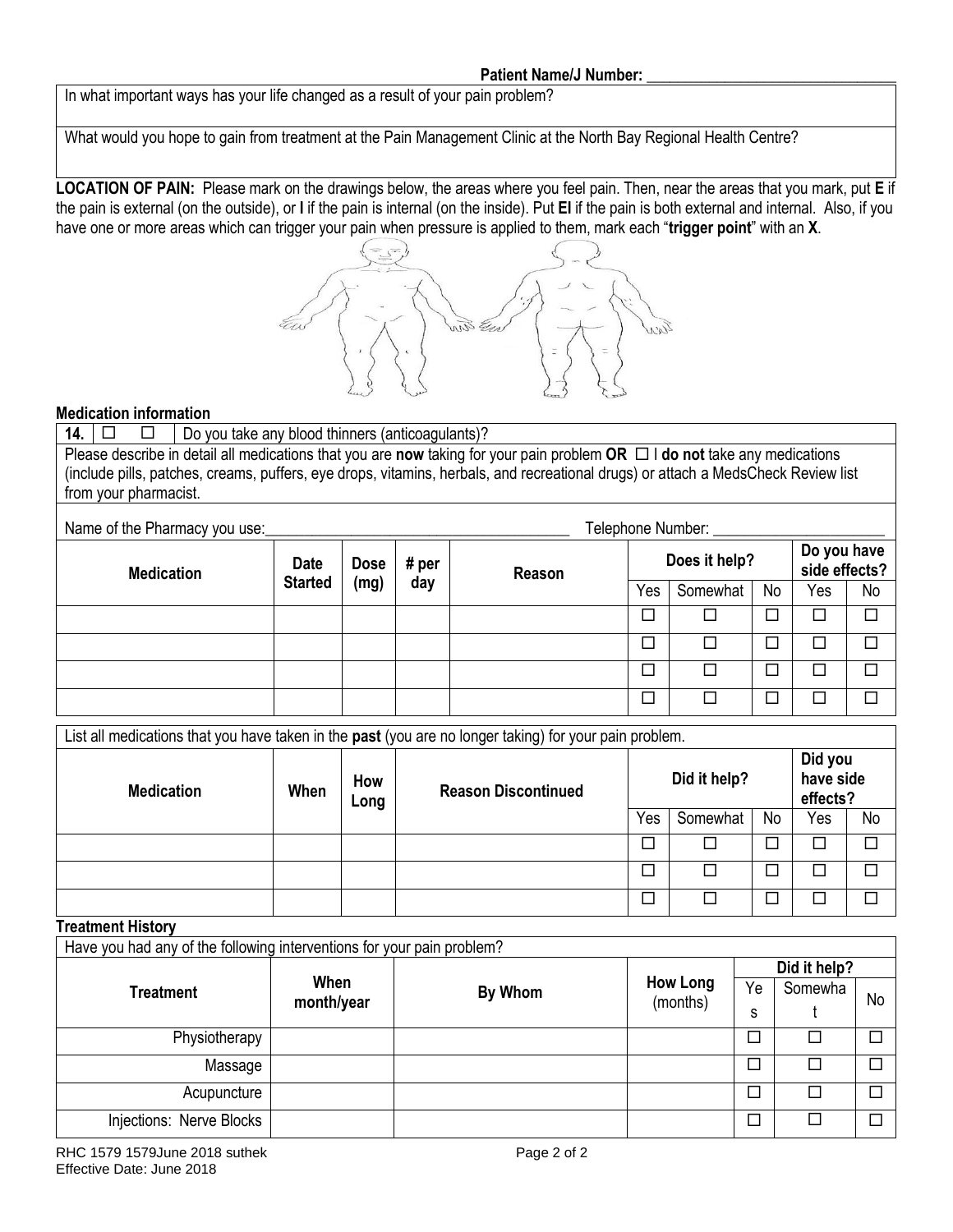**Patient Name/J Number:** ________________________________

In what important ways has your life changed as a result of your pain problem?

What would you hope to gain from treatment at the Pain Management Clinic at the North Bay Regional Health Centre?

**LOCATION OF PAIN:** Please mark on the drawings below, the areas where you feel pain. Then, near the areas that you mark, put **E** if the pain is external (on the outside), or **I** if the pain is internal (on the inside). Put **EI** if the pain is both external and internal. Also, if you have one or more areas which can trigger your pain when pressure is applied to them, mark each "**trigger point**" with an **X**.

### Medication information

**14.** ☐ ☐ Do you take any blood thinners (anticoagulants)?

Please describe in detail all medications that you are **now** taking for your pain problem **OR** ☐ I **do not** take any medications (include pills, patches, creams, puffers, eye drops, vitamins, herbals, and recreational drugs) or attach a MedsCheck Review list from your pharmacist.

Name of the Pharmacy you use:______________________________________ Telephone Number: ______________________

| Medication | Date Started | Dose (mg) | # per day | Reason | Does it help? | | | Do you have side effects? | |
|---|---|---|---|---|---|---|---|---|---|
| | | | | | Yes | Somewhat | No | Yes | No |
| | | | | | ☐ | ☐ | ☐ | ☐ | ☐ |
| | | | | | ☐ | ☐ | ☐ | ☐ | ☐ |
| | | | | | ☐ | ☐ | ☐ | ☐ | ☐ |
| | | | | | ☐ | ☐ | ☐ | ☐ | ☐ |

List all medications that you have taken in the **past** (you are no longer taking) for your pain problem.

| Medication | When | How Long | Reason Discontinued | Did it help? | | | Did you have side effects? | |
|---|---|---|---|---|---|---|---|---|
| | | | | Yes | Somewhat | No | Yes | No |
| | | | | ☐ | ☐ | ☐ | ☐ | ☐ |
| | | | | ☐ | ☐ | ☐ | ☐ | ☐ |
| | | | | ☐ | ☐ | ☐ | ☐ | ☐ |

### Treatment History

Have you had any of the following interventions for your pain problem?

| Treatment | When month/year | By Whom | How Long (months) | Did it help? | | |
|---|---|---|---|---|---|---|
| | | | | Yes | Somewhat | No |
| Physiotherapy | | | | ☐ | ☐ | ☐ |
| Massage | | | | ☐ | ☐ | ☐ |
| Acupuncture | | | | ☐ | ☐ | ☐ |
| Injections: Nerve Blocks | | | | ☐ | ☐ | ☐ |

RHC 1579 1579June 2018 suthek
Effective Date: June 2018